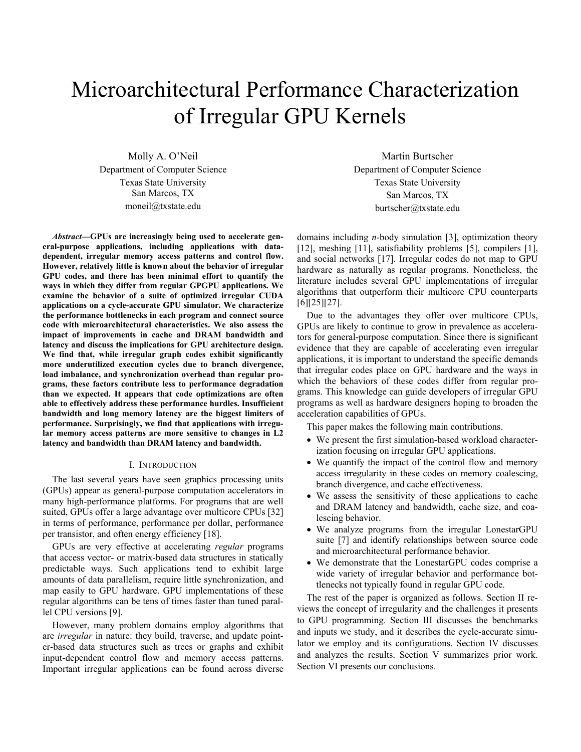# Microarchitectural Performance Characterization of Irregular GPU Kernels

Molly A. O'Neil
Department of Computer Science
Texas State University
San Marcos, TX
moneil@txstate.edu

Martin Burtscher
Department of Computer Science
Texas State University
San Marcos, TX
burtscher@txstate.edu

***Abstract*—GPUs are increasingly being used to accelerate general-purpose applications, including applications with data-dependent, irregular memory access patterns and control flow. However, relatively little is known about the behavior of irregular GPU codes, and there has been minimal effort to quantify the ways in which they differ from regular GPGPU applications. We examine the behavior of a suite of optimized irregular CUDA applications on a cycle-accurate GPU simulator. We characterize the performance bottlenecks in each program and connect source code with microarchitectural characteristics. We also assess the impact of improvements in cache and DRAM bandwidth and latency and discuss the implications for GPU architecture design. We find that, while irregular graph codes exhibit significantly more underutilized execution cycles due to branch divergence, load imbalance, and synchronization overhead than regular programs, these factors contribute less to performance degradation than we expected. It appears that code optimizations are often able to effectively address these performance hurdles. Insufficient bandwidth and long memory latency are the biggest limiters of performance. Surprisingly, we find that applications with irregular memory access patterns are more sensitive to changes in L2 latency and bandwidth than DRAM latency and bandwidth.**

## I. Introduction

The last several years have seen graphics processing units (GPUs) appear as general-purpose computation accelerators in many high-performance platforms. For programs that are well suited, GPUs offer a large advantage over multicore CPUs [32] in terms of performance, performance per dollar, performance per transistor, and often energy efficiency [18].

GPUs are very effective at accelerating *regular* programs that access vector- or matrix-based data structures in statically predictable ways. Such applications tend to exhibit large amounts of data parallelism, require little synchronization, and map easily to GPU hardware. GPU implementations of these regular algorithms can be tens of times faster than tuned parallel CPU versions [9].

However, many problem domains employ algorithms that are *irregular* in nature: they build, traverse, and update pointer-based data structures such as trees or graphs and exhibit input-dependent control flow and memory access patterns. Important irregular applications can be found across diverse domains including *n*-body simulation [3], optimization theory [12], meshing [11], satisfiability problems [5], compilers [1], and social networks [17]. Irregular codes do not map to GPU hardware as naturally as regular programs. Nonetheless, the literature includes several GPU implementations of irregular algorithms that outperform their multicore CPU counterparts [6][25][27].

Due to the advantages they offer over multicore CPUs, GPUs are likely to continue to grow in prevalence as accelerators for general-purpose computation. Since there is significant evidence that they are capable of accelerating even irregular applications, it is important to understand the specific demands that irregular codes place on GPU hardware and the ways in which the behaviors of these codes differ from regular programs. This knowledge can guide developers of irregular GPU programs as well as hardware designers hoping to broaden the acceleration capabilities of GPUs.

This paper makes the following main contributions.

- We present the first simulation-based workload characterization focusing on irregular GPU applications.
- We quantify the impact of the control flow and memory access irregularity in these codes on memory coalescing, branch divergence, and cache effectiveness.
- We assess the sensitivity of these applications to cache and DRAM latency and bandwidth, cache size, and coalescing behavior.
- We analyze programs from the irregular LonestarGPU suite [7] and identify relationships between source code and microarchitectural performance behavior.
- We demonstrate that the LonestarGPU codes comprise a wide variety of irregular behavior and performance bottlenecks not typically found in regular GPU code.

The rest of the paper is organized as follows. Section II reviews the concept of irregularity and the challenges it presents to GPU programming. Section III discusses the benchmarks and inputs we study, and it describes the cycle-accurate simulator we employ and its configurations. Section IV discusses and analyzes the results. Section V summarizes prior work. Section VI presents our conclusions.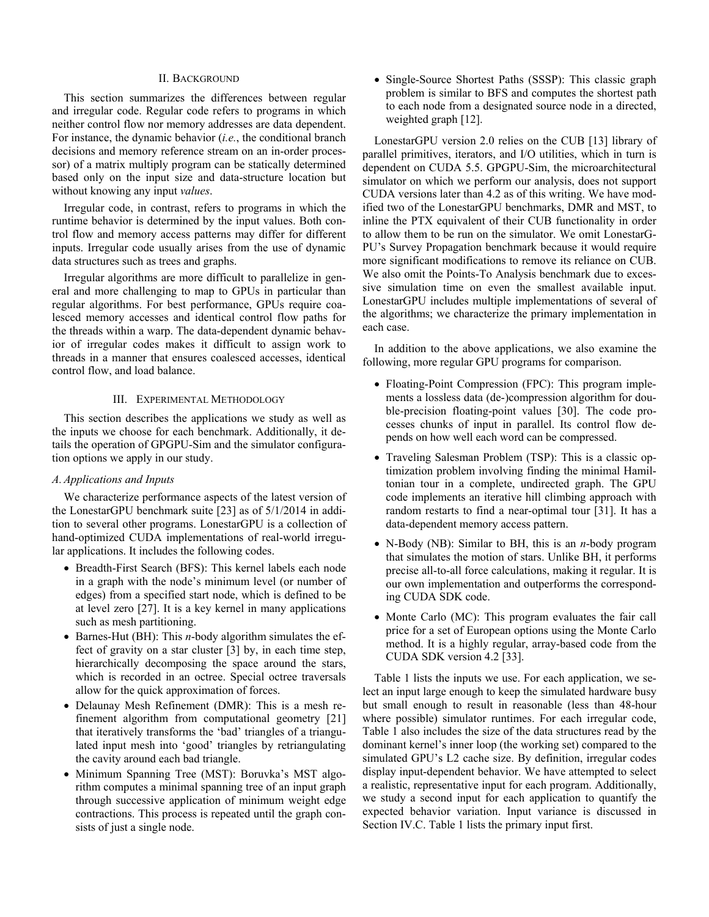## II. Background

This section summarizes the differences between regular and irregular code. Regular code refers to programs in which neither control flow nor memory addresses are data dependent. For instance, the dynamic behavior (*i.e.*, the conditional branch decisions and memory reference stream on an in-order processor) of a matrix multiply program can be statically determined based only on the input size and data-structure location but without knowing any input *values*.

Irregular code, in contrast, refers to programs in which the runtime behavior is determined by the input values. Both control flow and memory access patterns may differ for different inputs. Irregular code usually arises from the use of dynamic data structures such as trees and graphs.

Irregular algorithms are more difficult to parallelize in general and more challenging to map to GPUs in particular than regular algorithms. For best performance, GPUs require coalesced memory accesses and identical control flow paths for the threads within a warp. The data-dependent dynamic behavior of irregular codes makes it difficult to assign work to threads in a manner that ensures coalesced accesses, identical control flow, and load balance.

## III. Experimental Methodology

This section describes the applications we study as well as the inputs we choose for each benchmark. Additionally, it details the operation of GPGPU-Sim and the simulator configuration options we apply in our study.

### A. Applications and Inputs

We characterize performance aspects of the latest version of the LonestarGPU benchmark suite [23] as of 5/1/2014 in addition to several other programs. LonestarGPU is a collection of hand-optimized CUDA implementations of real-world irregular applications. It includes the following codes.

- Breadth-First Search (BFS): This kernel labels each node in a graph with the node's minimum level (or number of edges) from a specified start node, which is defined to be at level zero [27]. It is a key kernel in many applications such as mesh partitioning.
- Barnes-Hut (BH): This *n*-body algorithm simulates the effect of gravity on a star cluster [3] by, in each time step, hierarchically decomposing the space around the stars, which is recorded in an octree. Special octree traversals allow for the quick approximation of forces.
- Delaunay Mesh Refinement (DMR): This is a mesh refinement algorithm from computational geometry [21] that iteratively transforms the 'bad' triangles of a triangulated input mesh into 'good' triangles by retriangulating the cavity around each bad triangle.
- Minimum Spanning Tree (MST): Boruvka's MST algorithm computes a minimal spanning tree of an input graph through successive application of minimum weight edge contractions. This process is repeated until the graph consists of just a single node.
- Single-Source Shortest Paths (SSSP): This classic graph problem is similar to BFS and computes the shortest path to each node from a designated source node in a directed, weighted graph [12].

LonestarGPU version 2.0 relies on the CUB [13] library of parallel primitives, iterators, and I/O utilities, which in turn is dependent on CUDA 5.5. GPGPU-Sim, the microarchitectural simulator on which we perform our analysis, does not support CUDA versions later than 4.2 as of this writing. We have modified two of the LonestarGPU benchmarks, DMR and MST, to inline the PTX equivalent of their CUB functionality in order to allow them to be run on the simulator. We omit LonestarGPU's Survey Propagation benchmark because it would require more significant modifications to remove its reliance on CUB. We also omit the Points-To Analysis benchmark due to excessive simulation time on even the smallest available input. LonestarGPU includes multiple implementations of several of the algorithms; we characterize the primary implementation in each case.

In addition to the above applications, we also examine the following, more regular GPU programs for comparison.

- Floating-Point Compression (FPC): This program implements a lossless data (de-)compression algorithm for double-precision floating-point values [30]. The code processes chunks of input in parallel. Its control flow depends on how well each word can be compressed.
- Traveling Salesman Problem (TSP): This is a classic optimization problem involving finding the minimal Hamiltonian tour in a complete, undirected graph. The GPU code implements an iterative hill climbing approach with random restarts to find a near-optimal tour [31]. It has a data-dependent memory access pattern.
- N-Body (NB): Similar to BH, this is an *n*-body program that simulates the motion of stars. Unlike BH, it performs precise all-to-all force calculations, making it regular. It is our own implementation and outperforms the corresponding CUDA SDK code.
- Monte Carlo (MC): This program evaluates the fair call price for a set of European options using the Monte Carlo method. It is a highly regular, array-based code from the CUDA SDK version 4.2 [33].

Table 1 lists the inputs we use. For each application, we select an input large enough to keep the simulated hardware busy but small enough to result in reasonable (less than 48-hour where possible) simulator runtimes. For each irregular code, Table 1 also includes the size of the data structures read by the dominant kernel's inner loop (the working set) compared to the simulated GPU's L2 cache size. By definition, irregular codes display input-dependent behavior. We have attempted to select a realistic, representative input for each program. Additionally, we study a second input for each application to quantify the expected behavior variation. Input variance is discussed in Section IV.C. Table 1 lists the primary input first.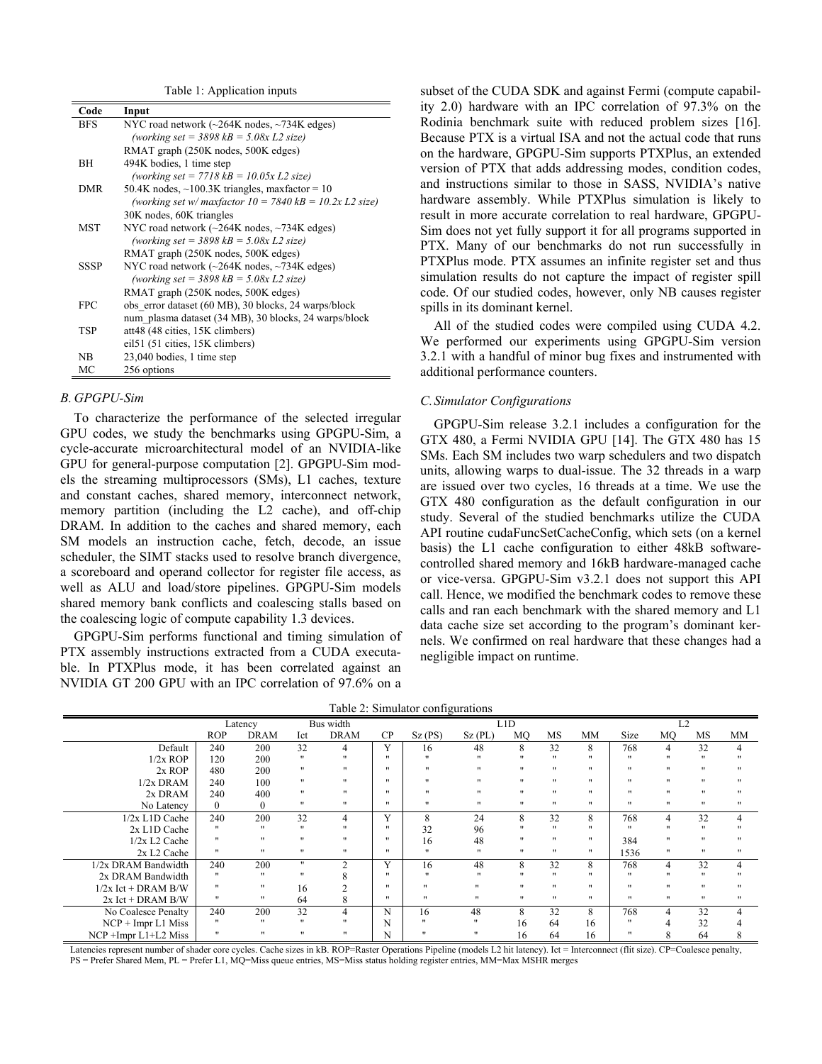Table 1: Application inputs

| Code | Input |
|---|---|
| BFS | NYC road network (~264K nodes, ~734K edges) |
| | *(working set = 3898 kB = 5.08x L2 size)* |
| | RMAT graph (250K nodes, 500K edges) |
| BH | 494K bodies, 1 time step |
| | *(working set = 7718 kB = 10.05x L2 size)* |
| DMR | 50.4K nodes, ~100.3K triangles, maxfactor = 10 |
| | *(working set w/ maxfactor 10 = 7840 kB = 10.2x L2 size)* |
| | 30K nodes, 60K triangles |
| MST | NYC road network (~264K nodes, ~734K edges) |
| | *(working set = 3898 kB = 5.08x L2 size)* |
| | RMAT graph (250K nodes, 500K edges) |
| SSSP | NYC road network (~264K nodes, ~734K edges) |
| | *(working set = 3898 kB = 5.08x L2 size)* |
| | RMAT graph (250K nodes, 500K edges) |
| FPC | obs_error dataset (60 MB), 30 blocks, 24 warps/block |
| | num_plasma dataset (34 MB), 30 blocks, 24 warps/block |
| TSP | att48 (48 cities, 15K climbers) |
| | eil51 (51 cities, 15K climbers) |
| NB | 23,040 bodies, 1 time step |
| MC | 256 options |

### *B. GPGPU-Sim*

To characterize the performance of the selected irregular GPU codes, we study the benchmarks using GPGPU-Sim, a cycle-accurate microarchitectural model of an NVIDIA-like GPU for general-purpose computation [2]. GPGPU-Sim models the streaming multiprocessors (SMs), L1 caches, texture and constant caches, shared memory, interconnect network, memory partition (including the L2 cache), and off-chip DRAM. In addition to the caches and shared memory, each SM models an instruction cache, fetch, decode, an issue scheduler, the SIMT stacks used to resolve branch divergence, a scoreboard and operand collector for register file access, as well as ALU and load/store pipelines. GPGPU-Sim models shared memory bank conflicts and coalescing stalls based on the coalescing logic of compute capability 1.3 devices.

GPGPU-Sim performs functional and timing simulation of PTX assembly instructions extracted from a CUDA executable. In PTXPlus mode, it has been correlated against an NVIDIA GT 200 GPU with an IPC correlation of 97.6% on a subset of the CUDA SDK and against Fermi (compute capability 2.0) hardware with an IPC correlation of 97.3% on the Rodinia benchmark suite with reduced problem sizes [16]. Because PTX is a virtual ISA and not the actual code that runs on the hardware, GPGPU-Sim supports PTXPlus, an extended version of PTX that adds addressing modes, condition codes, and instructions similar to those in SASS, NVIDIA's native hardware assembly. While PTXPlus simulation is likely to result in more accurate correlation to real hardware, GPGPU-Sim does not yet fully support it for all programs supported in PTX. Many of our benchmarks do not run successfully in PTXPlus mode. PTX assumes an infinite register set and thus simulation results do not capture the impact of register spill code. Of our studied codes, however, only NB causes register spills in its dominant kernel.

All of the studied codes were compiled using CUDA 4.2. We performed our experiments using GPGPU-Sim version 3.2.1 with a handful of minor bug fixes and instrumented with additional performance counters.

### *C. Simulator Configurations*

GPGPU-Sim release 3.2.1 includes a configuration for the GTX 480, a Fermi NVIDIA GPU [14]. The GTX 480 has 15 SMs. Each SM includes two warp schedulers and two dispatch units, allowing warps to dual-issue. The 32 threads in a warp are issued over two cycles, 16 threads at a time. We use the GTX 480 configuration as the default configuration in our study. Several of the studied benchmarks utilize the CUDA API routine cudaFuncSetCacheConfig, which sets (on a kernel basis) the L1 cache configuration to either 48kB software-controlled shared memory and 16kB hardware-managed cache or vice-versa. GPGPU-Sim v3.2.1 does not support this API call. Hence, we modified the benchmark codes to remove these calls and ran each benchmark with the shared memory and L1 data cache size set according to the program's dominant kernels. We confirmed on real hardware that these changes had a negligible impact on runtime.

Table 2: Simulator configurations

| | Latency | | Bus width | | L1D | | | | | | L2 | | | |
|---|---|---|---|---|---|---|---|---|---|---|---|---|---|---|
| | ROP | DRAM | Ict | DRAM | CP | Sz (PS) | Sz (PL) | MQ | MS | MM | Size | MQ | MS | MM |
| Default | 240 | 200 | 32 | 4 | Y | 16 | 48 | 8 | 32 | 8 | 768 | 4 | 32 | 4 |
| 1/2x ROP | 120 | 200 | " | " | " | " | " | " | " | " | " | " | " | " |
| 2x ROP | 480 | 200 | " | " | " | " | " | " | " | " | " | " | " | " |
| 1/2x DRAM | 240 | 100 | " | " | " | " | " | " | " | " | " | " | " | " |
| 2x DRAM | 240 | 400 | " | " | " | " | " | " | " | " | " | " | " | " |
| No Latency | 0 | 0 | " | " | " | " | " | " | " | " | " | " | " | " |
| 1/2x L1D Cache | 240 | 200 | 32 | 4 | Y | 8 | 24 | 8 | 32 | 8 | 768 | 4 | 32 | 4 |
| 2x L1D Cache | " | " | " | " | " | 32 | 96 | " | " | " | " | " | " | " |
| 1/2x L2 Cache | " | " | " | " | " | 16 | 48 | " | " | " | 384 | " | " | " |
| 2x L2 Cache | " | " | " | " | " | " | " | " | " | " | 1536 | " | " | " |
| 1/2x DRAM Bandwidth | 240 | 200 | " | 2 | Y | 16 | 48 | 8 | 32 | 8 | 768 | 4 | 32 | 4 |
| 2x DRAM Bandwidth | " | " | " | 8 | " | " | " | " | " | " | " | " | " | " |
| 1/2x Ict + DRAM B/W | " | " | 16 | 2 | " | " | " | " | " | " | " | " | " | " |
| 2x Ict + DRAM B/W | " | " | 64 | 8 | " | " | " | " | " | " | " | " | " | " |
| No Coalesce Penalty | 240 | 200 | 32 | 4 | N | 16 | 48 | 8 | 32 | 8 | 768 | 4 | 32 | 4 |
| NCP + Impr L1 Miss | " | " | " | " | N | " | " | 16 | 64 | 16 | " | 4 | 32 | 4 |
| NCP +Impr L1+L2 Miss | " | " | " | " | N | " | " | 16 | 64 | 16 | " | 8 | 64 | 8 |

Latencies represent number of shader core cycles. Cache sizes in kB. ROP=Raster Operations Pipeline (models L2 hit latency). Ict = Interconnect (flit size). CP=Coalesce penalty, PS = Prefer Shared Mem, PL = Prefer L1, MQ=Miss queue entries, MS=Miss status holding register entries, MM=Max MSHR merges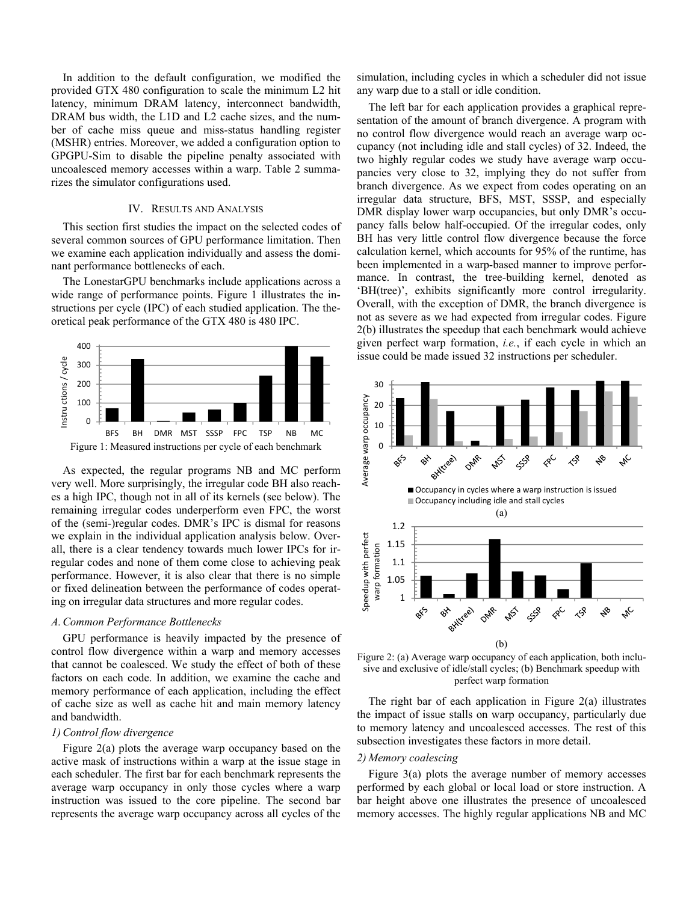In addition to the default configuration, we modified the provided GTX 480 configuration to scale the minimum L2 hit latency, minimum DRAM latency, interconnect bandwidth, DRAM bus width, the L1D and L2 cache sizes, and the number of cache miss queue and miss-status handling register (MSHR) entries. Moreover, we added a configuration option to GPGPU-Sim to disable the pipeline penalty associated with uncoalesced memory accesses within a warp. Table 2 summarizes the simulator configurations used.

## IV. Results and Analysis

This section first studies the impact on the selected codes of several common sources of GPU performance limitation. Then we examine each application individually and assess the dominant performance bottlenecks of each.

The LonestarGPU benchmarks include applications across a wide range of performance points. Figure 1 illustrates the instructions per cycle (IPC) of each studied application. The theoretical peak performance of the GTX 480 is 480 IPC.

Figure 1: Measured instructions per cycle of each benchmark

As expected, the regular programs NB and MC perform very well. More surprisingly, the irregular code BH also reaches a high IPC, though not in all of its kernels (see below). The remaining irregular codes underperform even FPC, the worst of the (semi-)regular codes. DMR's IPC is dismal for reasons we explain in the individual application analysis below. Overall, there is a clear tendency towards much lower IPCs for irregular codes and none of them come close to achieving peak performance. However, it is also clear that there is no simple or fixed delineation between the performance of codes operating on irregular data structures and more regular codes.

### *A. Common Performance Bottlenecks*

GPU performance is heavily impacted by the presence of control flow divergence within a warp and memory accesses that cannot be coalesced. We study the effect of both of these factors on each code. In addition, we examine the cache and memory performance of each application, including the effect of cache size as well as cache hit and main memory latency and bandwidth.

#### *1) Control flow divergence*

Figure 2(a) plots the average warp occupancy based on the active mask of instructions within a warp at the issue stage in each scheduler. The first bar for each benchmark represents the average warp occupancy in only those cycles where a warp instruction was issued to the core pipeline. The second bar represents the average warp occupancy across all cycles of the simulation, including cycles in which a scheduler did not issue any warp due to a stall or idle condition.

The left bar for each application provides a graphical representation of the amount of branch divergence. A program with no control flow divergence would reach an average warp occupancy (not including idle and stall cycles) of 32. Indeed, the two highly regular codes we study have average warp occupancies very close to 32, implying they do not suffer from branch divergence. As we expect from codes operating on an irregular data structure, BFS, MST, SSSP, and especially DMR display lower warp occupancies, but only DMR's occupancy falls below half-occupied. Of the irregular codes, only BH has very little control flow divergence because the force calculation kernel, which accounts for 95% of the runtime, has been implemented in a warp-based manner to improve performance. In contrast, the tree-building kernel, denoted as 'BH(tree)', exhibits significantly more control irregularity. Overall, with the exception of DMR, the branch divergence is not as severe as we had expected from irregular codes. Figure 2(b) illustrates the speedup that each benchmark would achieve given perfect warp formation, *i.e.*, if each cycle in which an issue could be made issued 32 instructions per scheduler.

Figure 2: (a) Average warp occupancy of each application, both inclusive and exclusive of idle/stall cycles; (b) Benchmark speedup with perfect warp formation

The right bar of each application in Figure 2(a) illustrates the impact of issue stalls on warp occupancy, particularly due to memory latency and uncoalesced accesses. The rest of this subsection investigates these factors in more detail.

#### *2) Memory coalescing*

Figure 3(a) plots the average number of memory accesses performed by each global or local load or store instruction. A bar height above one illustrates the presence of uncoalesced memory accesses. The highly regular applications NB and MC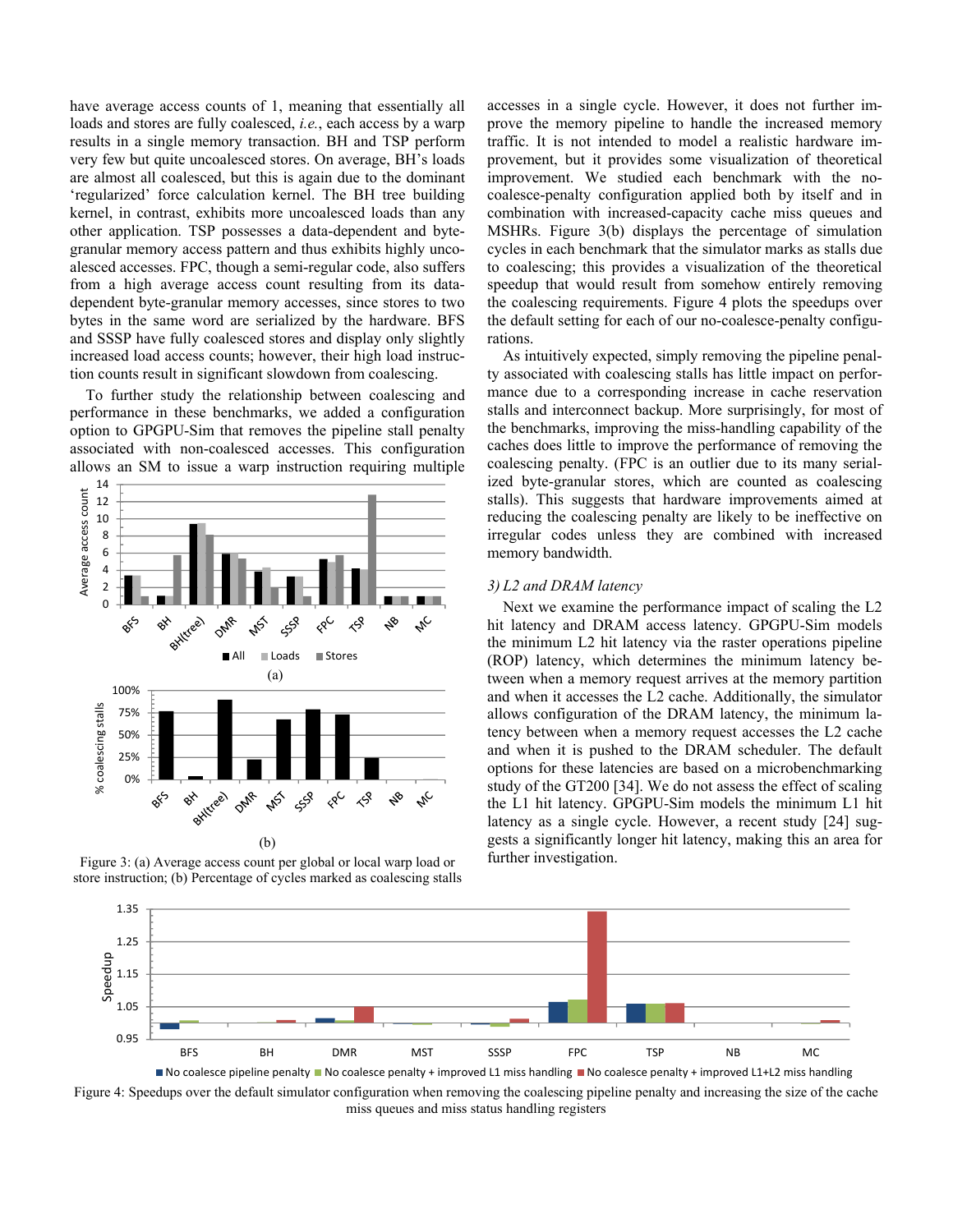have average access counts of 1, meaning that essentially all loads and stores are fully coalesced, *i.e.*, each access by a warp results in a single memory transaction. BH and TSP perform very few but quite uncoalesced stores. On average, BH's loads are almost all coalesced, but this is again due to the dominant 'regularized' force calculation kernel. The BH tree building kernel, in contrast, exhibits more uncoalesced loads than any other application. TSP possesses a data-dependent and byte-granular memory access pattern and thus exhibits highly uncoalesced accesses. FPC, though a semi-regular code, also suffers from a high average access count resulting from its data-dependent byte-granular memory accesses, since stores to two bytes in the same word are serialized by the hardware. BFS and SSSP have fully coalesced stores and display only slightly increased load access counts; however, their high load instruction counts result in significant slowdown from coalescing.

To further study the relationship between coalescing and performance in these benchmarks, we added a configuration option to GPGPU-Sim that removes the pipeline stall penalty associated with non-coalesced accesses. This configuration allows an SM to issue a warp instruction requiring multiple accesses in a single cycle. However, it does not further improve the memory pipeline to handle the increased memory traffic. It is not intended to model a realistic hardware improvement, but it provides some visualization of theoretical improvement. We studied each benchmark with the no-coalesce-penalty configuration applied both by itself and in combination with increased-capacity cache miss queues and MSHRs. Figure 3(b) displays the percentage of simulation cycles in each benchmark that the simulator marks as stalls due to coalescing; this provides a visualization of the theoretical speedup that would result from somehow entirely removing the coalescing requirements. Figure 4 plots the speedups over the default setting for each of our no-coalesce-penalty configurations.

As intuitively expected, simply removing the pipeline penalty associated with coalescing stalls has little impact on performance due to a corresponding increase in cache reservation stalls and interconnect backup. More surprisingly, for most of the benchmarks, improving the miss-handling capability of the caches does little to improve the performance of removing the coalescing penalty. (FPC is an outlier due to its many serialized byte-granular stores, which are counted as coalescing stalls). This suggests that hardware improvements aimed at reducing the coalescing penalty are likely to be ineffective on irregular codes unless they are combined with increased memory bandwidth.

Figure 3: (a) Average access count per global or local warp load or store instruction; (b) Percentage of cycles marked as coalescing stalls

### 3) L2 and DRAM latency

Next we examine the performance impact of scaling the L2 hit latency and DRAM access latency. GPGPU-Sim models the minimum L2 hit latency via the raster operations pipeline (ROP) latency, which determines the minimum latency between when a memory request arrives at the memory partition and when it accesses the L2 cache. Additionally, the simulator allows configuration of the DRAM latency, the minimum latency between when a memory request accesses the L2 cache and when it is pushed to the DRAM scheduler. The default options for these latencies are based on a microbenchmarking study of the GT200 [34]. We do not assess the effect of scaling the L1 hit latency. GPGPU-Sim models the minimum L1 hit latency as a single cycle. However, a recent study [24] suggests a significantly longer hit latency, making this an area for further investigation.

Figure 4: Speedups over the default simulator configuration when removing the coalescing pipeline penalty and increasing the size of the cache miss queues and miss status handling registers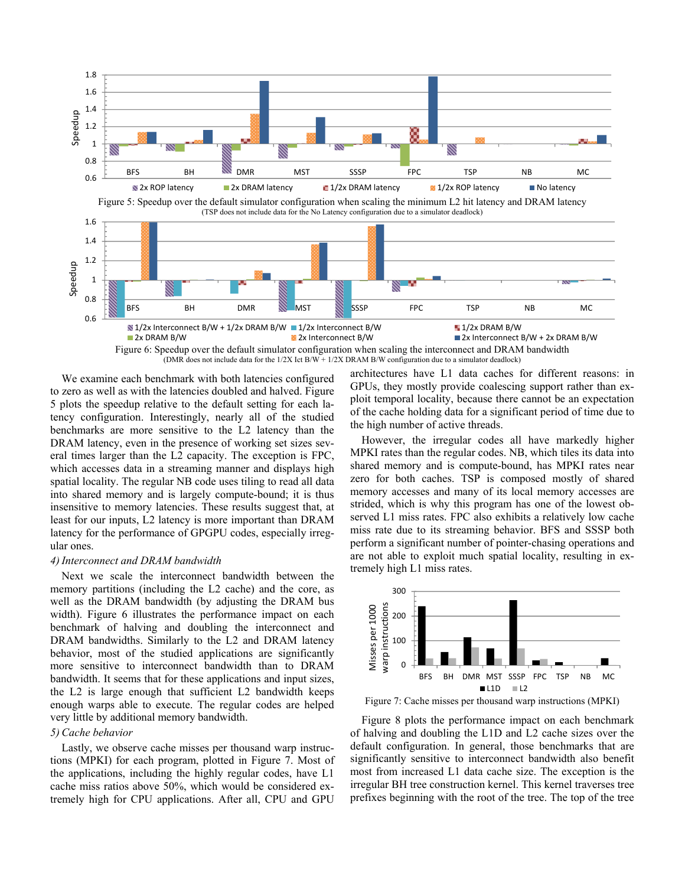Figure 5: Speedup over the default simulator configuration when scaling the minimum L2 hit latency and DRAM latency
(TSP does not include data for the No Latency configuration due to a simulator deadlock)

Figure 6: Speedup over the default simulator configuration when scaling the interconnect and DRAM bandwidth
(DMR does not include data for the 1/2X Ict B/W + 1/2X DRAM B/W configuration due to a simulator deadlock)

We examine each benchmark with both latencies configured to zero as well as with the latencies doubled and halved. Figure 5 plots the speedup relative to the default setting for each latency configuration. Interestingly, nearly all of the studied benchmarks are more sensitive to the L2 latency than the DRAM latency, even in the presence of working set sizes several times larger than the L2 capacity. The exception is FPC, which accesses data in a streaming manner and displays high spatial locality. The regular NB code uses tiling to read all data into shared memory and is largely compute-bound; it is thus insensitive to memory latencies. These results suggest that, at least for our inputs, L2 latency is more important than DRAM latency for the performance of GPGPU codes, especially irregular ones.

*4) Interconnect and DRAM bandwidth*

Next we scale the interconnect bandwidth between the memory partitions (including the L2 cache) and the core, as well as the DRAM bandwidth (by adjusting the DRAM bus width). Figure 6 illustrates the performance impact on each benchmark of halving and doubling the interconnect and DRAM bandwidths. Similarly to the L2 and DRAM latency behavior, most of the studied applications are significantly more sensitive to interconnect bandwidth than to DRAM bandwidth. It seems that for these applications and input sizes, the L2 is large enough that sufficient L2 bandwidth keeps enough warps able to execute. The regular codes are helped very little by additional memory bandwidth.

*5) Cache behavior*

Lastly, we observe cache misses per thousand warp instructions (MPKI) for each program, plotted in Figure 7. Most of the applications, including the highly regular codes, have L1 cache miss ratios above 50%, which would be considered extremely high for CPU applications. After all, CPU and GPU architectures have L1 data caches for different reasons: in GPUs, they mostly provide coalescing support rather than exploit temporal locality, because there cannot be an expectation of the cache holding data for a significant period of time due to the high number of active threads.

However, the irregular codes all have markedly higher MPKI rates than the regular codes. NB, which tiles its data into shared memory and is compute-bound, has MPKI rates near zero for both caches. TSP is composed mostly of shared memory accesses and many of its local memory accesses are strided, which is why this program has one of the lowest observed L1 miss rates. FPC also exhibits a relatively low cache miss rate due to its streaming behavior. BFS and SSSP both perform a significant number of pointer-chasing operations and are not able to exploit much spatial locality, resulting in extremely high L1 miss rates.

Figure 7: Cache misses per thousand warp instructions (MPKI)

Figure 8 plots the performance impact on each benchmark of halving and doubling the L1D and L2 cache sizes over the default configuration. In general, those benchmarks that are significantly sensitive to interconnect bandwidth also benefit most from increased L1 data cache size. The exception is the irregular BH tree construction kernel. This kernel traverses tree prefixes beginning with the root of the tree. The top of the tree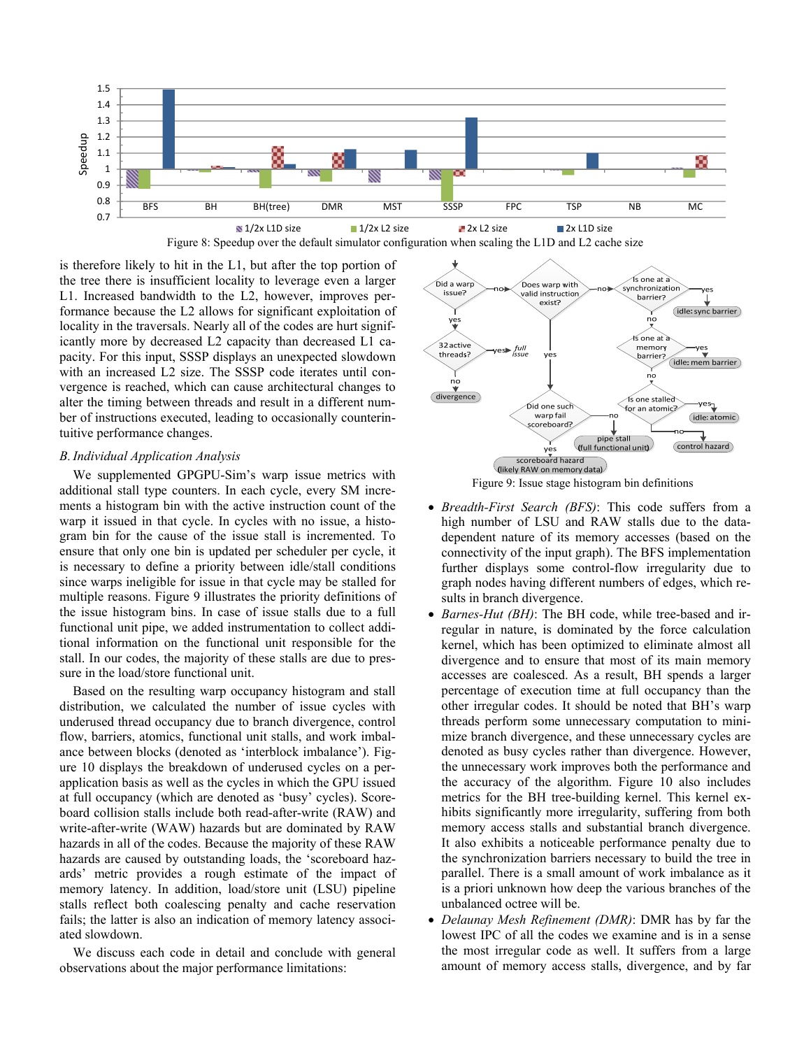1.5
1.4
1.3
1.2
1.1
1
0.9
0.8
0.7

Speedup

BFS BH BH(tree) DMR MST SSSP FPC TSP NB MC

1/2x L1D size   1/2x L2 size   2x L2 size   2x L1D size

Figure 8: Speedup over the default simulator configuration when scaling the L1D and L2 cache size

is therefore likely to hit in the L1, but after the top portion of the tree there is insufficient locality to leverage even a larger L1. Increased bandwidth to the L2, however, improves performance because the L2 allows for significant exploitation of locality in the traversals. Nearly all of the codes are hurt significantly more by decreased L2 capacity than decreased L1 capacity. For this input, SSSP displays an unexpected slowdown with an increased L2 size. The SSSP code iterates until convergence is reached, which can cause architectural changes to alter the timing between threads and result in a different number of instructions executed, leading to occasionally counterintuitive performance changes.

### B. Individual Application Analysis

We supplemented GPGPU-Sim's warp issue metrics with additional stall type counters. In each cycle, every SM increments a histogram bin with the active instruction count of the warp it issued in that cycle. In cycles with no issue, a histogram bin for the cause of the issue stall is incremented. To ensure that only one bin is updated per scheduler per cycle, it is necessary to define a priority between idle/stall conditions since warps ineligible for issue in that cycle may be stalled for multiple reasons. Figure 9 illustrates the priority definitions of the issue histogram bins. In case of issue stalls due to a full functional unit pipe, we added instrumentation to collect additional information on the functional unit responsible for the stall. In our codes, the majority of these stalls are due to pressure in the load/store functional unit.

Based on the resulting warp occupancy histogram and stall distribution, we calculated the number of issue cycles with underused thread occupancy due to branch divergence, control flow, barriers, atomics, functional unit stalls, and work imbalance between blocks (denoted as 'interblock imbalance'). Figure 10 displays the breakdown of underused cycles on a per-application basis as well as the cycles in which the GPU issued at full occupancy (which are denoted as 'busy' cycles). Scoreboard collision stalls include both read-after-write (RAW) and write-after-write (WAW) hazards but are dominated by RAW hazards in all of the codes. Because the majority of these RAW hazards are caused by outstanding loads, the 'scoreboard hazards' metric provides a rough estimate of the impact of memory latency. In addition, load/store unit (LSU) pipeline stalls reflect both coalescing penalty and cache reservation fails; the latter is also an indication of memory latency associated slowdown.

We discuss each code in detail and conclude with general observations about the major performance limitations:

Did a warp issue? — no → Does warp with valid instruction exist? — no → Is one at a synchronization barrier? — yes → idle: sync barrier
yes → 32 active threads? — yes → full issue; no → divergence
Does warp with valid instruction exist? — yes → Did one such warp fail scoreboard? — yes → scoreboard hazard (likely RAW on memory data); no → pipe stall (full functional unit)
Is one at a synchronization barrier? — no → Is one at a memory barrier? — yes → idle: mem barrier; no → Is one stalled for an atomic? — yes → idle: atomic; no → control hazard

Figure 9: Issue stage histogram bin definitions

- *Breadth-First Search (BFS)*: This code suffers from a high number of LSU and RAW stalls due to the data-dependent nature of its memory accesses (based on the connectivity of the input graph). The BFS implementation further displays some control-flow irregularity due to graph nodes having different numbers of edges, which results in branch divergence.
- *Barnes-Hut (BH)*: The BH code, while tree-based and irregular in nature, is dominated by the force calculation kernel, which has been optimized to eliminate almost all divergence and to ensure that most of its main memory accesses are coalesced. As a result, BH spends a larger percentage of execution time at full occupancy than the other irregular codes. It should be noted that BH's warp threads perform some unnecessary computation to minimize branch divergence, and these unnecessary cycles are denoted as busy cycles rather than divergence. However, the unnecessary work improves both the performance and the accuracy of the algorithm. Figure 10 also includes metrics for the BH tree-building kernel. This kernel exhibits significantly more irregularity, suffering from both memory access stalls and substantial branch divergence. It also exhibits a noticeable performance penalty due to the synchronization barriers necessary to build the tree in parallel. There is a small amount of work imbalance as it is a priori unknown how deep the various branches of the unbalanced octree will be.
- *Delaunay Mesh Refinement (DMR)*: DMR has by far the lowest IPC of all the codes we examine and is in a sense the most irregular code as well. It suffers from a large amount of memory access stalls, divergence, and by far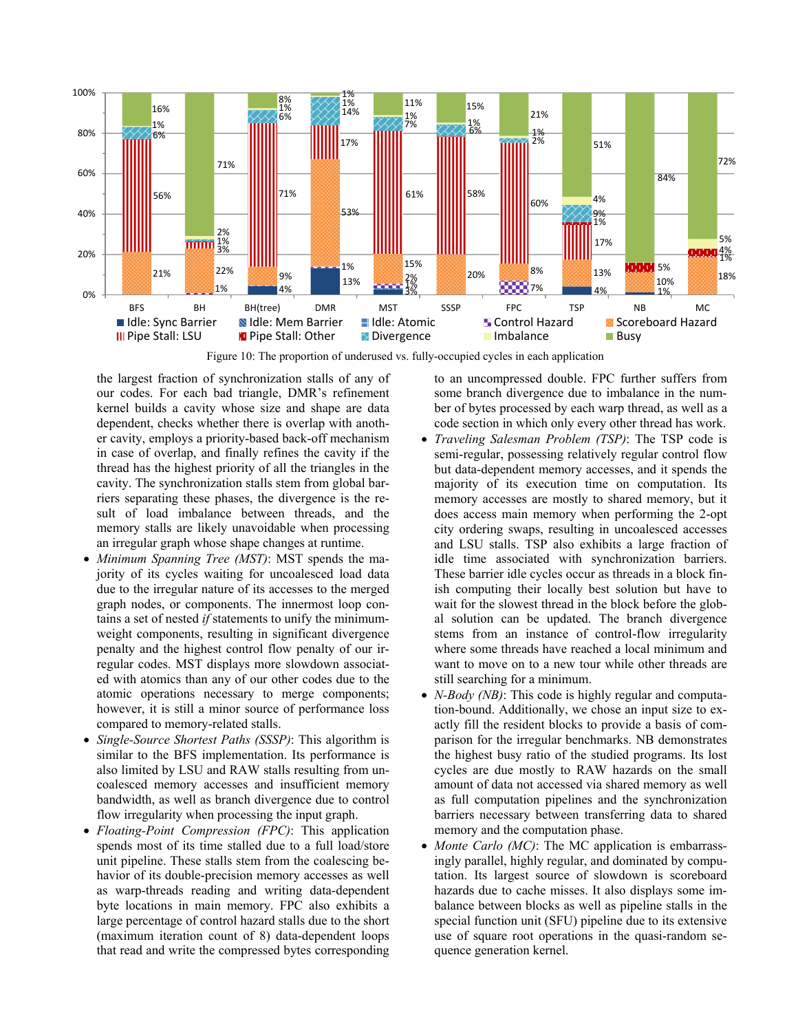Figure 10: The proportion of underused vs. fully-occupied cycles in each application

the largest fraction of synchronization stalls of any of our codes. For each bad triangle, DMR's refinement kernel builds a cavity whose size and shape are data dependent, checks whether there is overlap with another cavity, employs a priority-based back-off mechanism in case of overlap, and finally refines the cavity if the thread has the highest priority of all the triangles in the cavity. The synchronization stalls stem from global barriers separating these phases, the divergence is the result of load imbalance between threads, and the memory stalls are likely unavoidable when processing an irregular graph whose shape changes at runtime.

- *Minimum Spanning Tree (MST)*: MST spends the majority of its cycles waiting for uncoalesced load data due to the irregular nature of its accesses to the merged graph nodes, or components. The innermost loop contains a set of nested *if* statements to unify the minimum-weight components, resulting in significant divergence penalty and the highest control flow penalty of our irregular codes. MST displays more slowdown associated with atomics than any of our other codes due to the atomic operations necessary to merge components; however, it is still a minor source of performance loss compared to memory-related stalls.
- *Single-Source Shortest Paths (SSSP)*: This algorithm is similar to the BFS implementation. Its performance is also limited by LSU and RAW stalls resulting from uncoalesced memory accesses and insufficient memory bandwidth, as well as branch divergence due to control flow irregularity when processing the input graph.
- *Floating-Point Compression (FPC)*: This application spends most of its time stalled due to a full load/store unit pipeline. These stalls stem from the coalescing behavior of its double-precision memory accesses as well as warp-threads reading and writing data-dependent byte locations in main memory. FPC also exhibits a large percentage of control hazard stalls due to the short (maximum iteration count of 8) data-dependent loops that read and write the compressed bytes corresponding to an uncompressed double. FPC further suffers from some branch divergence due to imbalance in the number of bytes processed by each warp thread, as well as a code section in which only every other thread has work.
- *Traveling Salesman Problem (TSP)*: The TSP code is semi-regular, possessing relatively regular control flow but data-dependent memory accesses, and it spends the majority of its execution time on computation. Its memory accesses are mostly to shared memory, but it does access main memory when performing the 2-opt city ordering swaps, resulting in uncoalesced accesses and LSU stalls. TSP also exhibits a large fraction of idle time associated with synchronization barriers. These barrier idle cycles occur as threads in a block finish computing their locally best solution but have to wait for the slowest thread in the block before the global solution can be updated. The branch divergence stems from an instance of control-flow irregularity where some threads have reached a local minimum and want to move on to a new tour while other threads are still searching for a minimum.
- *N-Body (NB)*: This code is highly regular and computation-bound. Additionally, we chose an input size to exactly fill the resident blocks to provide a basis of comparison for the irregular benchmarks. NB demonstrates the highest busy ratio of the studied programs. Its lost cycles are due mostly to RAW hazards on the small amount of data not accessed via shared memory as well as full computation pipelines and the synchronization barriers necessary between transferring data to shared memory and the computation phase.
- *Monte Carlo (MC)*: The MC application is embarrassingly parallel, highly regular, and dominated by computation. Its largest source of slowdown is scoreboard hazards due to cache misses. It also displays some imbalance between blocks as well as pipeline stalls in the special function unit (SFU) pipeline due to its extensive use of square root operations in the quasi-random sequence generation kernel.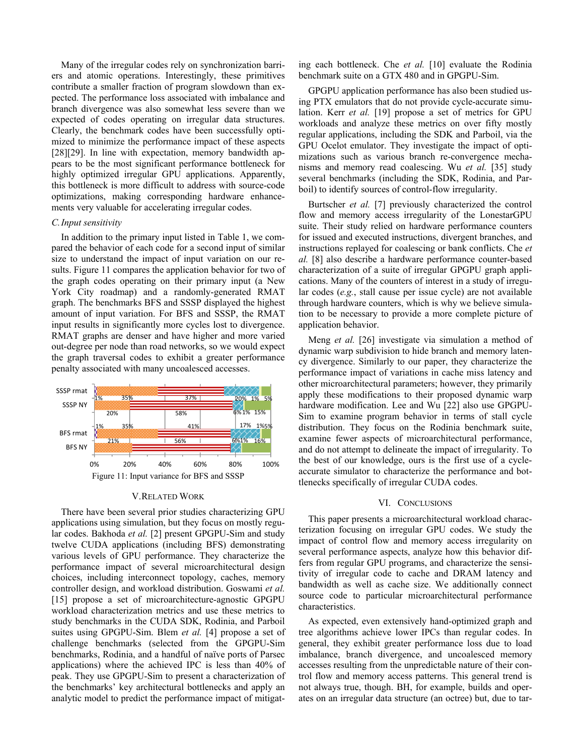Many of the irregular codes rely on synchronization barriers and atomic operations. Interestingly, these primitives contribute a smaller fraction of program slowdown than expected. The performance loss associated with imbalance and branch divergence was also somewhat less severe than we expected of codes operating on irregular data structures. Clearly, the benchmark codes have been successfully optimized to minimize the performance impact of these aspects [28][29]. In line with expectation, memory bandwidth appears to be the most significant performance bottleneck for highly optimized irregular GPU applications. Apparently, this bottleneck is more difficult to address with source-code optimizations, making corresponding hardware enhancements very valuable for accelerating irregular codes.

### C. Input sensitivity

In addition to the primary input listed in Table 1, we compared the behavior of each code for a second input of similar size to understand the impact of input variation on our results. Figure 11 compares the application behavior for two of the graph codes operating on their primary input (a New York City roadmap) and a randomly-generated RMAT graph. The benchmarks BFS and SSSP displayed the highest amount of input variation. For BFS and SSSP, the RMAT input results in significantly more cycles lost to divergence. RMAT graphs are denser and have higher and more varied out-degree per node than road networks, so we would expect the graph traversal codes to exhibit a greater performance penalty associated with many uncoalesced accesses.

| | | | | | | |
|---|---|---|---|---|---|---|
| SSSP rmat | 1% | 35% | 37% | 20% | 1% | 5% |
| SSSP NY | 20% | 58% | 6% | 1% | 15% | |
| BFS rmat | 1% | 35% | 41% | 17% | 1% | 5% 5% |
| BFS NY | 21% | 56% | 6% | 1% | 16% | |

Figure 11: Input variance for BFS and SSSP

## V. Related Work

There have been several prior studies characterizing GPU applications using simulation, but they focus on mostly regular codes. Bakhoda *et al.* [2] present GPGPU-Sim and study twelve CUDA applications (including BFS) demonstrating various levels of GPU performance. They characterize the performance impact of several microarchitectural design choices, including interconnect topology, caches, memory controller design, and workload distribution. Goswami *et al.* [15] propose a set of microarchitecture-agnostic GPGPU workload characterization metrics and use these metrics to study benchmarks in the CUDA SDK, Rodinia, and Parboil suites using GPGPU-Sim. Blem *et al.* [4] propose a set of challenge benchmarks (selected from the GPGPU-Sim benchmarks, Rodinia, and a handful of naïve ports of Parsec applications) where the achieved IPC is less than 40% of peak. They use GPGPU-Sim to present a characterization of the benchmarks' key architectural bottlenecks and apply an analytic model to predict the performance impact of mitigating each bottleneck. Che *et al.* [10] evaluate the Rodinia benchmark suite on a GTX 480 and in GPGPU-Sim.

GPGPU application performance has also been studied using PTX emulators that do not provide cycle-accurate simulation. Kerr *et al.* [19] propose a set of metrics for GPU workloads and analyze these metrics on over fifty mostly regular applications, including the SDK and Parboil, via the GPU Ocelot emulator. They investigate the impact of optimizations such as various branch re-convergence mechanisms and memory read coalescing. Wu *et al.* [35] study several benchmarks (including the SDK, Rodinia, and Parboil) to identify sources of control-flow irregularity.

Burtscher *et al.* [7] previously characterized the control flow and memory access irregularity of the LonestarGPU suite. Their study relied on hardware performance counters for issued and executed instructions, divergent branches, and instructions replayed for coalescing or bank conflicts. Che *et al.* [8] also describe a hardware performance counter-based characterization of a suite of irregular GPGPU graph applications. Many of the counters of interest in a study of irregular codes (*e.g.*, stall cause per issue cycle) are not available through hardware counters, which is why we believe simulation to be necessary to provide a more complete picture of application behavior.

Meng *et al.* [26] investigate via simulation a method of dynamic warp subdivision to hide branch and memory latency divergence. Similarly to our paper, they characterize the performance impact of variations in cache miss latency and other microarchitectural parameters; however, they primarily apply these modifications to their proposed dynamic warp hardware modification. Lee and Wu [22] also use GPGPU-Sim to examine program behavior in terms of stall cycle distribution. They focus on the Rodinia benchmark suite, examine fewer aspects of microarchitectural performance, and do not attempt to delineate the impact of irregularity. To the best of our knowledge, ours is the first use of a cycle-accurate simulator to characterize the performance and bottlenecks specifically of irregular CUDA codes.

## VI. Conclusions

This paper presents a microarchitectural workload characterization focusing on irregular GPU codes. We study the impact of control flow and memory access irregularity on several performance aspects, analyze how this behavior differs from regular GPU programs, and characterize the sensitivity of irregular code to cache and DRAM latency and bandwidth as well as cache size. We additionally connect source code to particular microarchitectural performance characteristics.

As expected, even extensively hand-optimized graph and tree algorithms achieve lower IPCs than regular codes. In general, they exhibit greater performance loss due to load imbalance, branch divergence, and uncoalesced memory accesses resulting from the unpredictable nature of their control flow and memory access patterns. This general trend is not always true, though. BH, for example, builds and operates on an irregular data structure (an octree) but, due to tar-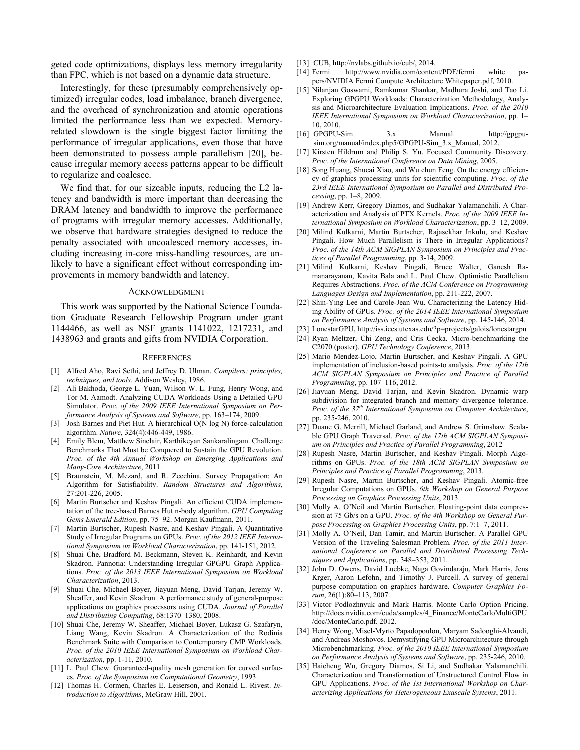geted code optimizations, displays less memory irregularity than FPC, which is not based on a dynamic data structure.

Interestingly, for these (presumably comprehensively optimized) irregular codes, load imbalance, branch divergence, and the overhead of synchronization and atomic operations limited the performance less than we expected. Memory-related slowdown is the single biggest factor limiting the performance of irregular applications, even those that have been demonstrated to possess ample parallelism [20], because irregular memory access patterns appear to be difficult to regularize and coalesce.

We find that, for our sizeable inputs, reducing the L2 latency and bandwidth is more important than decreasing the DRAM latency and bandwidth to improve the performance of programs with irregular memory accesses. Additionally, we observe that hardware strategies designed to reduce the penalty associated with uncoalesced memory accesses, including increasing in-core miss-handling resources, are unlikely to have a significant effect without corresponding improvements in memory bandwidth and latency.

## Acknowledgment

This work was supported by the National Science Foundation Graduate Research Fellowship Program under grant 1144466, as well as NSF grants 1141022, 1217231, and 1438963 and grants and gifts from NVIDIA Corporation.

## References

[1] Alfred Aho, Ravi Sethi, and Jeffrey D. Ulman. *Compilers: principles, techniques, and tools*. Addison Wesley, 1986.

[2] Ali Bakhoda, George L. Yuan, Wilson W. L. Fung, Henry Wong, and Tor M. Aamodt. Analyzing CUDA Workloads Using a Detailed GPU Simulator. *Proc. of the 2009 IEEE International Symposium on Performance Analysis of Systems and Software*, pp. 163–174, 2009.

[3] Josh Barnes and Piet Hut. A hierarchical O(N log N) force-calculation algorithm. *Nature*, 324(4):446-449, 1986.

[4] Emily Blem, Matthew Sinclair, Karthikeyan Sankaralingam. Challenge Benchmarks That Must be Conquered to Sustain the GPU Revolution. *Proc. of the 4th Annual Workshop on Emerging Applications and Many-Core Architecture*, 2011.

[5] Braunstein, M. Mezard, and R. Zecchina. Survey Propagation: An Algorithm for Satisfiability. *Random Structures and Algorithms*, 27:201-226, 2005.

[6] Martin Burtscher and Keshav Pingali. An efficient CUDA implementation of the tree-based Barnes Hut n-body algorithm. *GPU Computing Gems Emerald Edition*, pp. 75–92. Morgan Kaufmann, 2011.

[7] Martin Burtscher, Rupesh Nasre, and Keshav Pingali. A Quantitative Study of Irregular Programs on GPUs. *Proc. of the 2012 IEEE International Symposium on Workload Characterization*, pp. 141-151, 2012.

[8] Shuai Che, Bradford M. Beckmann, Steven K. Reinhardt, and Kevin Skadron. Pannotia: Understanding Irregular GPGPU Graph Applications. *Proc. of the 2013 IEEE International Symposium on Workload Characterization*, 2013.

[9] Shuai Che, Michael Boyer, Jiayuan Meng, David Tarjan, Jeremy W. Sheaffer, and Kevin Skadron. A performance study of general-purpose applications on graphics processors using CUDA. *Journal of Parallel and Distributing Computing*, 68:1370–1380, 2008.

[10] Shuai Che, Jeremy W. Sheaffer, Michael Boyer, Lukasz G. Szafaryn, Liang Wang, Kevin Skadron. A Characterization of the Rodinia Benchmark Suite with Comparison to Contemporary CMP Workloads. *Proc. of the 2010 IEEE International Symposium on Workload Characterization*, pp. 1-11, 2010.

[11] L. Paul Chew. Guaranteed-quality mesh generation for curved surfaces. *Proc. of the Symposium on Computational Geometry*, 1993.

[12] Thomas H. Cormen, Charles E. Leiserson, and Ronald L. Rivest. *Introduction to Algorithms*, McGraw Hill, 2001.

[13] CUB, http://nvlabs.github.io/cub/, 2014.

[14] Fermi. http://www.nvidia.com/content/PDF/fermi white papers/NVIDIA Fermi Compute Architecture Whitepaper.pdf, 2010.

[15] Nilanjan Goswami, Ramkumar Shankar, Madhura Joshi, and Tao Li. Exploring GPGPU Workloads: Characterization Methodology, Analysis and Microarchitecture Evaluation Implications. *Proc. of the 2010 IEEE International Symposium on Workload Characterization*, pp. 1–10, 2010.

[16] GPGPU-Sim 3.x Manual. http://gpgpu-sim.org/manual/index.php5/GPGPU-Sim_3.x_Manual, 2012.

[17] Kirsten Hildrum and Philip S. Yu. Focused Community Discovery. *Proc. of the International Conference on Data Mining*, 2005.

[18] Song Huang, Shucai Xiao, and Wu chun Feng. On the energy efficiency of graphics processing units for scientific computing. *Proc. of the 23rd IEEE International Symposium on Parallel and Distributed Processing*, pp. 1–8, 2009.

[19] Andrew Kerr, Gregory Diamos, and Sudhakar Yalamanchili. A Characterization and Analysis of PTX Kernels. *Proc. of the 2009 IEEE International Symposium on Workload Characterization*, pp. 3–12, 2009.

[20] Milind Kulkarni, Martin Burtscher, Rajasekhar Inkulu, and Keshav Pingali. How Much Parallelism is There in Irregular Applications? *Proc. of the 14th ACM SIGPLAN Symposium on Principles and Practices of Parallel Programming*, pp. 3-14, 2009.

[21] Milind Kulkarni, Keshav Pingali, Bruce Walter, Ganesh Ramanarayanan, Kavita Bala and L. Paul Chew. Optimistic Parallelism Requires Abstractions. *Proc. of the ACM Conference on Programming Languages Design and Implementation*, pp. 211-222, 2007.

[22] Shin-Ying Lee and Carole-Jean Wu. Characterizing the Latency Hiding Ability of GPUs. *Proc. of the 2014 IEEE International Symposium on Performance Analysis of Systems and Software*, pp. 145-146, 2014.

[23] LonestarGPU, http://iss.ices.utexas.edu/?p=projects/galois/lonestargpu

[24] Ryan Meltzer, Chi Zeng, and Cris Cecka. Micro-benchmarking the C2070 (poster). *GPU Technology Conference*, 2013.

[25] Mario Mendez-Lojo, Martin Burtscher, and Keshav Pingali. A GPU implementation of inclusion-based points-to analysis. *Proc. of the 17th ACM SIGPLAN Symposium on Principles and Practice of Parallel Programming*, pp. 107–116, 2012.

[26] Jiayuan Meng, David Tarjan, and Kevin Skadron. Dynamic warp subdivision for integrated branch and memory divergence tolerance. *Proc. of the 37th International Symposium on Computer Architecture*, pp. 235-246, 2010.

[27] Duane G. Merrill, Michael Garland, and Andrew S. Grimshaw. Scalable GPU Graph Traversal. *Proc. of the 17th ACM SIGPLAN Symposium on Principles and Practice of Parallel Programming*, 2012

[28] Rupesh Nasre, Martin Burtscher, and Keshav Pingali. Morph Algorithms on GPUs. *Proc. of the 18th ACM SIGPLAN Symposium on Principles and Practice of Parallel Programming*, 2013.

[29] Rupesh Nasre, Martin Burtscher, and Keshav Pingali. Atomic-free Irregular Computations on GPUs. *6th Workshop on General Purpose Processing on Graphics Processing Units*, 2013.

[30] Molly A. O'Neil and Martin Burtscher. Floating-point data compression at 75 Gb/s on a GPU. *Proc. of the 4th Workshop on General Purpose Processing on Graphics Processing Units*, pp. 7:1–7, 2011.

[31] Molly A. O'Neil, Dan Tamir, and Martin Burtscher. A Parallel GPU Version of the Traveling Salesman Problem. *Proc. of the 2011 International Conference on Parallel and Distributed Processing Techniques and Applications*, pp. 348–353, 2011.

[32] John D. Owens, David Luebke, Naga Govindaraju, Mark Harris, Jens Krger, Aaron Lefohn, and Timothy J. Purcell. A survey of general purpose computation on graphics hardware. *Computer Graphics Forum*, 26(1):80–113, 2007.

[33] Victor Podlozhnyuk and Mark Harris. Monte Carlo Option Pricing. http://docs.nvidia.com/cuda/samples/4_Finance/MonteCarloMultiGPU/doc/MonteCarlo.pdf. 2012.

[34] Henry Wong, Misel-Myrto Papadopoulou, Maryam Sadooghi-Alvandi, and Andreas Moshovos. Demystifying GPU Microarchitecture through Microbenchmarking. *Proc. of the 2010 IEEE International Symposium on Performance Analysis of Systems and Software*, pp. 235-246, 2010.

[35] Haicheng Wu, Gregory Diamos, Si Li, and Sudhakar Yalamanchili. Characterization and Transformation of Unstructured Control Flow in GPU Applications. *Proc. of the 1st International Workshop on Characterizing Applications for Heterogeneous Exascale Systems*, 2011.